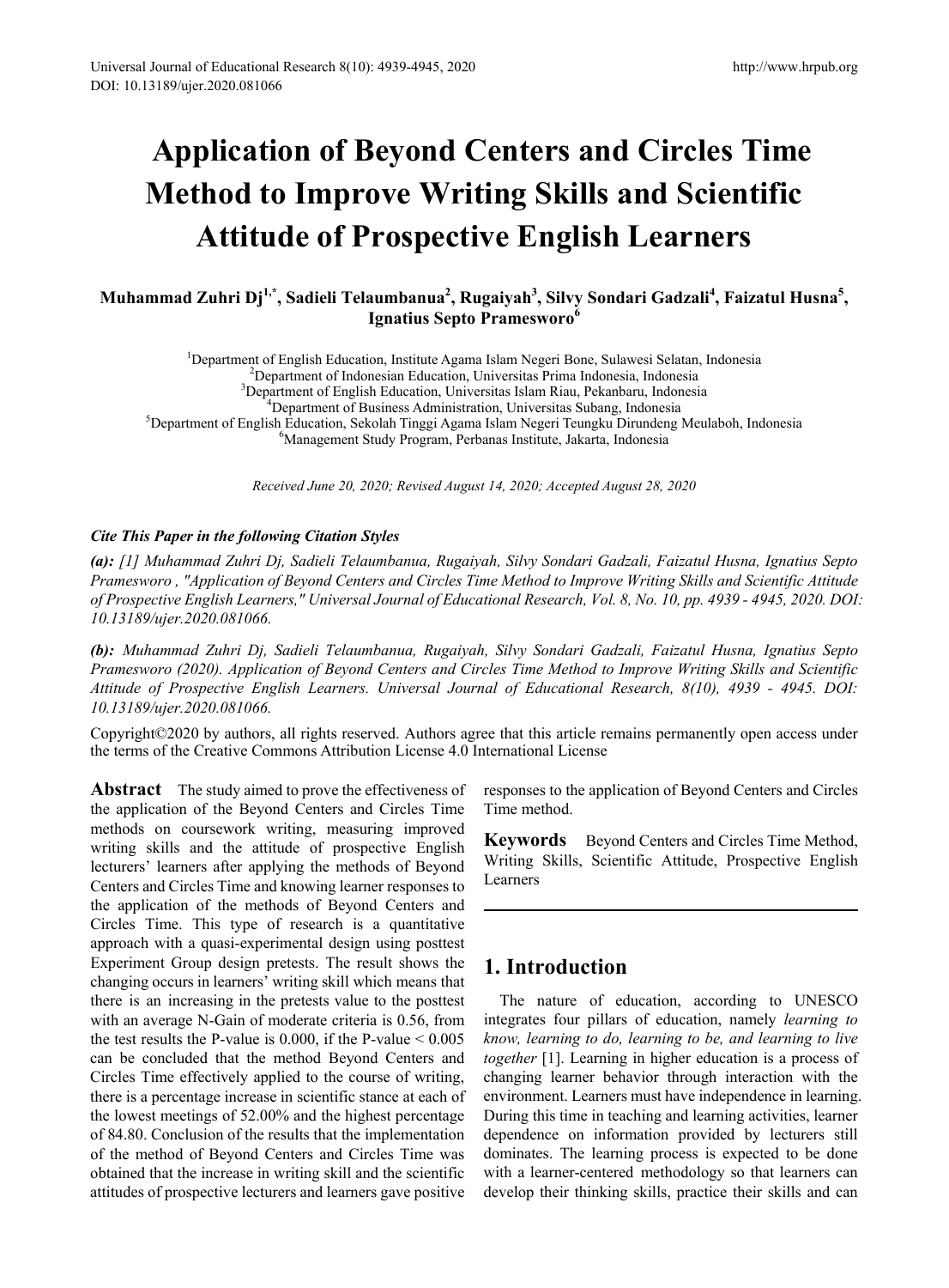# Application of Beyond Centers and Circles Time Method to Improve Writing Skills and Scientific Attitude of Prospective English Learners

**Muhammad Zuhri Dj[1,*], Sadieli Telaumbanua[2], Rugaiyah[3], Silvy Sondari Gadzali[4], Faizatul Husna[5], Ignatius Septo Pramesworo[6]**

[1]Department of English Education, Institute Agama Islam Negeri Bone, Sulawesi Selatan, Indonesia
[2]Department of Indonesian Education, Universitas Prima Indonesia, Indonesia
[3]Department of English Education, Universitas Islam Riau, Pekanbaru, Indonesia
[4]Department of Business Administration, Universitas Subang, Indonesia
[5]Department of English Education, Sekolah Tinggi Agama Islam Negeri Teungku Dirundeng Meulaboh, Indonesia
[6]Management Study Program, Perbanas Institute, Jakarta, Indonesia

*Received June 20, 2020; Revised August 14, 2020; Accepted August 28, 2020*

***Cite This Paper in the following Citation Styles***

***(a):*** *[1] Muhammad Zuhri Dj, Sadieli Telaumbanua, Rugaiyah, Silvy Sondari Gadzali, Faizatul Husna, Ignatius Septo Pramesworo , "Application of Beyond Centers and Circles Time Method to Improve Writing Skills and Scientific Attitude of Prospective English Learners," Universal Journal of Educational Research, Vol. 8, No. 10, pp. 4939 - 4945, 2020. DOI: 10.13189/ujer.2020.081066.*

***(b):*** *Muhammad Zuhri Dj, Sadieli Telaumbanua, Rugaiyah, Silvy Sondari Gadzali, Faizatul Husna, Ignatius Septo Pramesworo (2020). Application of Beyond Centers and Circles Time Method to Improve Writing Skills and Scientific Attitude of Prospective English Learners. Universal Journal of Educational Research, 8(10), 4939 - 4945. DOI: 10.13189/ujer.2020.081066.*

Copyright©2020 by authors, all rights reserved. Authors agree that this article remains permanently open access under the terms of the Creative Commons Attribution License 4.0 International License

**Abstract** The study aimed to prove the effectiveness of the application of the Beyond Centers and Circles Time methods on coursework writing, measuring improved writing skills and the attitude of prospective English lecturers' learners after applying the methods of Beyond Centers and Circles Time and knowing learner responses to the application of the methods of Beyond Centers and Circles Time. This type of research is a quantitative approach with a quasi-experimental design using posttest Experiment Group design pretests. The result shows the changing occurs in learners' writing skill which means that there is an increasing in the pretests value to the posttest with an average N-Gain of moderate criteria is 0.56, from the test results the P-value is 0.000, if the P-value < 0.005 can be concluded that the method Beyond Centers and Circles Time effectively applied to the course of writing, there is a percentage increase in scientific stance at each of the lowest meetings of 52.00% and the highest percentage of 84.80. Conclusion of the results that the implementation of the method of Beyond Centers and Circles Time was obtained that the increase in writing skill and the scientific attitudes of prospective lecturers and learners gave positive responses to the application of Beyond Centers and Circles Time method.

**Keywords** Beyond Centers and Circles Time Method, Writing Skills, Scientific Attitude, Prospective English Learners

## 1. Introduction

The nature of education, according to UNESCO integrates four pillars of education, namely *learning to know, learning to do, learning to be, and learning to live together* [1]. Learning in higher education is a process of changing learner behavior through interaction with the environment. Learners must have independence in learning. During this time in teaching and learning activities, learner dependence on information provided by lecturers still dominates. The learning process is expected to be done with a learner-centered methodology so that learners can develop their thinking skills, practice their skills and can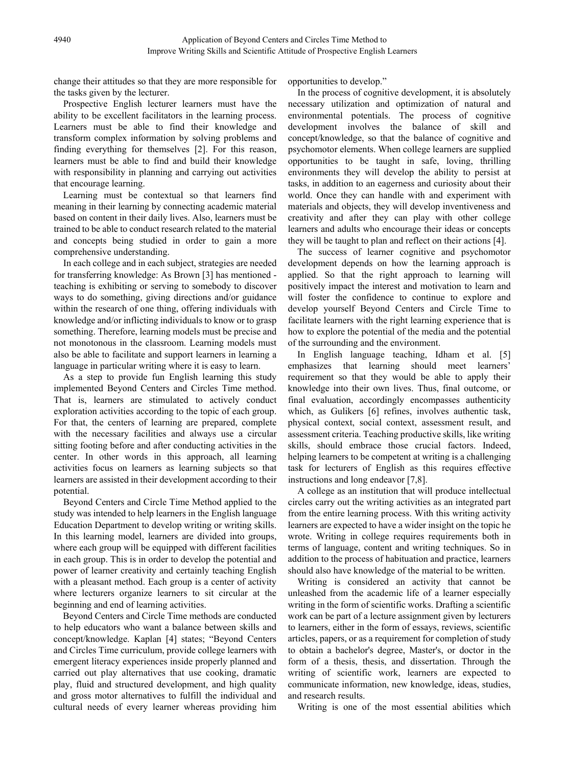change their attitudes so that they are more responsible for the tasks given by the lecturer.

Prospective English lecturer learners must have the ability to be excellent facilitators in the learning process. Learners must be able to find their knowledge and transform complex information by solving problems and finding everything for themselves [2]. For this reason, learners must be able to find and build their knowledge with responsibility in planning and carrying out activities that encourage learning.

Learning must be contextual so that learners find meaning in their learning by connecting academic material based on content in their daily lives. Also, learners must be trained to be able to conduct research related to the material and concepts being studied in order to gain a more comprehensive understanding.

In each college and in each subject, strategies are needed for transferring knowledge: As Brown [3] has mentioned - teaching is exhibiting or serving to somebody to discover ways to do something, giving directions and/or guidance within the research of one thing, offering individuals with knowledge and/or inflicting individuals to know or to grasp something. Therefore, learning models must be precise and not monotonous in the classroom. Learning models must also be able to facilitate and support learners in learning a language in particular writing where it is easy to learn.

As a step to provide fun English learning this study implemented Beyond Centers and Circles Time method. That is, learners are stimulated to actively conduct exploration activities according to the topic of each group. For that, the centers of learning are prepared, complete with the necessary facilities and always use a circular sitting footing before and after conducting activities in the center. In other words in this approach, all learning activities focus on learners as learning subjects so that learners are assisted in their development according to their potential.

Beyond Centers and Circle Time Method applied to the study was intended to help learners in the English language Education Department to develop writing or writing skills. In this learning model, learners are divided into groups, where each group will be equipped with different facilities in each group. This is in order to develop the potential and power of learner creativity and certainly teaching English with a pleasant method. Each group is a center of activity where lecturers organize learners to sit circular at the beginning and end of learning activities.

Beyond Centers and Circle Time methods are conducted to help educators who want a balance between skills and concept/knowledge. Kaplan [4] states; "Beyond Centers and Circles Time curriculum, provide college learners with emergent literacy experiences inside properly planned and carried out play alternatives that use cooking, dramatic play, fluid and structured development, and high quality and gross motor alternatives to fulfill the individual and cultural needs of every learner whereas providing him opportunities to develop."

In the process of cognitive development, it is absolutely necessary utilization and optimization of natural and environmental potentials. The process of cognitive development involves the balance of skill and concept/knowledge, so that the balance of cognitive and psychomotor elements. When college learners are supplied opportunities to be taught in safe, loving, thrilling environments they will develop the ability to persist at tasks, in addition to an eagerness and curiosity about their world. Once they can handle with and experiment with materials and objects, they will develop inventiveness and creativity and after they can play with other college learners and adults who encourage their ideas or concepts they will be taught to plan and reflect on their actions [4].

The success of learner cognitive and psychomotor development depends on how the learning approach is applied. So that the right approach to learning will positively impact the interest and motivation to learn and will foster the confidence to continue to explore and develop yourself Beyond Centers and Circle Time to facilitate learners with the right learning experience that is how to explore the potential of the media and the potential of the surrounding and the environment.

In English language teaching, Idham et al. [5] emphasizes that learning should meet learners' requirement so that they would be able to apply their knowledge into their own lives. Thus, final outcome, or final evaluation, accordingly encompasses authenticity which, as Gulikers [6] refines, involves authentic task, physical context, social context, assessment result, and assessment criteria. Teaching productive skills, like writing skills, should embrace those crucial factors. Indeed, helping learners to be competent at writing is a challenging task for lecturers of English as this requires effective instructions and long endeavor [7,8].

A college as an institution that will produce intellectual circles carry out the writing activities as an integrated part from the entire learning process. With this writing activity learners are expected to have a wider insight on the topic he wrote. Writing in college requires requirements both in terms of language, content and writing techniques. So in addition to the process of habituation and practice, learners should also have knowledge of the material to be written.

Writing is considered an activity that cannot be unleashed from the academic life of a learner especially writing in the form of scientific works. Drafting a scientific work can be part of a lecture assignment given by lecturers to learners, either in the form of essays, reviews, scientific articles, papers, or as a requirement for completion of study to obtain a bachelor's degree, Master's, or doctor in the form of a thesis, thesis, and dissertation. Through the writing of scientific work, learners are expected to communicate information, new knowledge, ideas, studies, and research results.

Writing is one of the most essential abilities which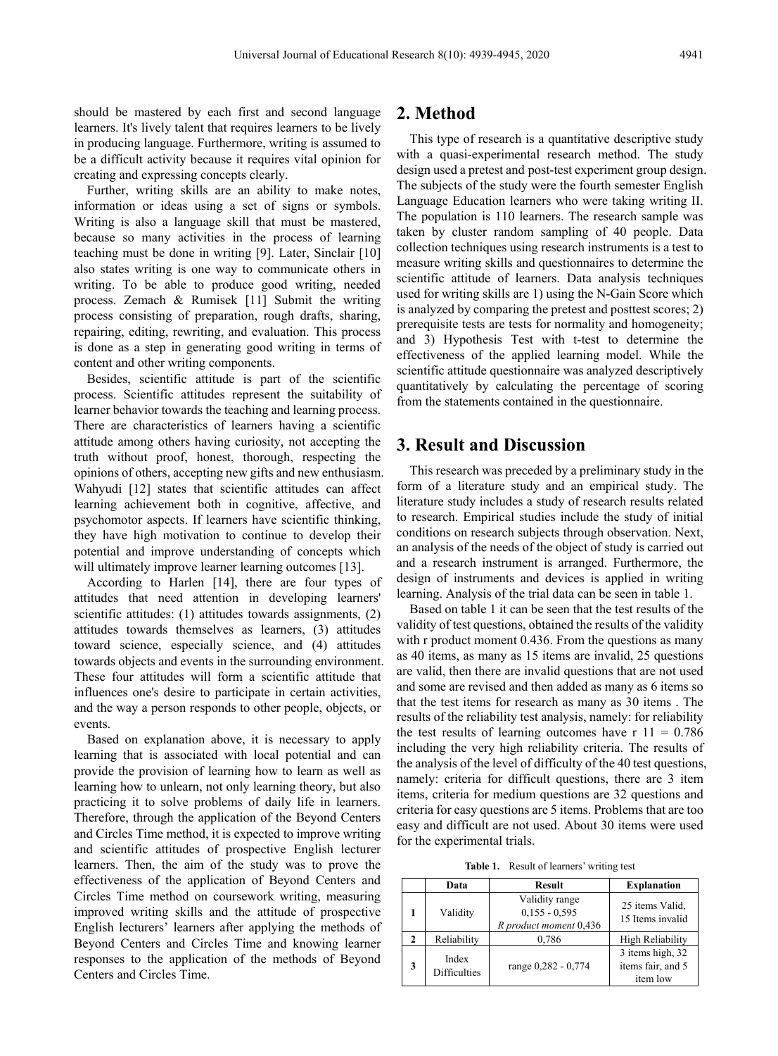should be mastered by each first and second language learners. It's lively talent that requires learners to be lively in producing language. Furthermore, writing is assumed to be a difficult activity because it requires vital opinion for creating and expressing concepts clearly.

Further, writing skills are an ability to make notes, information or ideas using a set of signs or symbols. Writing is also a language skill that must be mastered, because so many activities in the process of learning teaching must be done in writing [9]. Later, Sinclair [10] also states writing is one way to communicate others in writing. To be able to produce good writing, needed process. Zemach & Rumisek [11] Submit the writing process consisting of preparation, rough drafts, sharing, repairing, editing, rewriting, and evaluation. This process is done as a step in generating good writing in terms of content and other writing components.

Besides, scientific attitude is part of the scientific process. Scientific attitudes represent the suitability of learner behavior towards the teaching and learning process. There are characteristics of learners having a scientific attitude among others having curiosity, not accepting the truth without proof, honest, thorough, respecting the opinions of others, accepting new gifts and new enthusiasm. Wahyudi [12] states that scientific attitudes can affect learning achievement both in cognitive, affective, and psychomotor aspects. If learners have scientific thinking, they have high motivation to continue to develop their potential and improve understanding of concepts which will ultimately improve learner learning outcomes [13].

According to Harlen [14], there are four types of attitudes that need attention in developing learners' scientific attitudes: (1) attitudes towards assignments, (2) attitudes towards themselves as learners, (3) attitudes toward science, especially science, and (4) attitudes towards objects and events in the surrounding environment. These four attitudes will form a scientific attitude that influences one's desire to participate in certain activities, and the way a person responds to other people, objects, or events.

Based on explanation above, it is necessary to apply learning that is associated with local potential and can provide the provision of learning how to learn as well as learning how to unlearn, not only learning theory, but also practicing it to solve problems of daily life in learners. Therefore, through the application of the Beyond Centers and Circles Time method, it is expected to improve writing and scientific attitudes of prospective English lecturer learners. Then, the aim of the study was to prove the effectiveness of the application of Beyond Centers and Circles Time method on coursework writing, measuring improved writing skills and the attitude of prospective English lecturers' learners after applying the methods of Beyond Centers and Circles Time and knowing learner responses to the application of the methods of Beyond Centers and Circles Time.

## 2. Method

This type of research is a quantitative descriptive study with a quasi-experimental research method. The study design used a pretest and post-test experiment group design. The subjects of the study were the fourth semester English Language Education learners who were taking writing II. The population is 110 learners. The research sample was taken by cluster random sampling of 40 people. Data collection techniques using research instruments is a test to measure writing skills and questionnaires to determine the scientific attitude of learners. Data analysis techniques used for writing skills are 1) using the N-Gain Score which is analyzed by comparing the pretest and posttest scores; 2) prerequisite tests are tests for normality and homogeneity; and 3) Hypothesis Test with t-test to determine the effectiveness of the applied learning model. While the scientific attitude questionnaire was analyzed descriptively quantitatively by calculating the percentage of scoring from the statements contained in the questionnaire.

## 3. Result and Discussion

This research was preceded by a preliminary study in the form of a literature study and an empirical study. The literature study includes a study of research results related to research. Empirical studies include the study of initial conditions on research subjects through observation. Next, an analysis of the needs of the object of study is carried out and a research instrument is arranged. Furthermore, the design of instruments and devices is applied in writing learning. Analysis of the trial data can be seen in table 1.

Based on table 1 it can be seen that the test results of the validity of test questions, obtained the results of the validity with r product moment 0.436. From the questions as many as 40 items, as many as 15 items are invalid, 25 questions are valid, then there are invalid questions that are not used and some are revised and then added as many as 6 items so that the test items for research as many as 30 items . The results of the reliability test analysis, namely: for reliability the test results of learning outcomes have r 11 = 0.786 including the very high reliability criteria. The results of the analysis of the level of difficulty of the 40 test questions, namely: criteria for difficult questions, there are 3 item items, criteria for medium questions are 32 questions and criteria for easy questions are 5 items. Problems that are too easy and difficult are not used. About 30 items were used for the experimental trials.

**Table 1.** Result of learners' writing test

| | Data | Result | Explanation |
|---|---|---|---|
| **1** | Validity | Validity range 0,155 - 0,595 *R product moment* 0,436 | 25 items Valid, 15 Items invalid |
| **2** | Reliability | 0,786 | High Reliability |
| **3** | Index Difficulties | range 0,282 - 0,774 | 3 items high, 32 items fair, and 5 item low |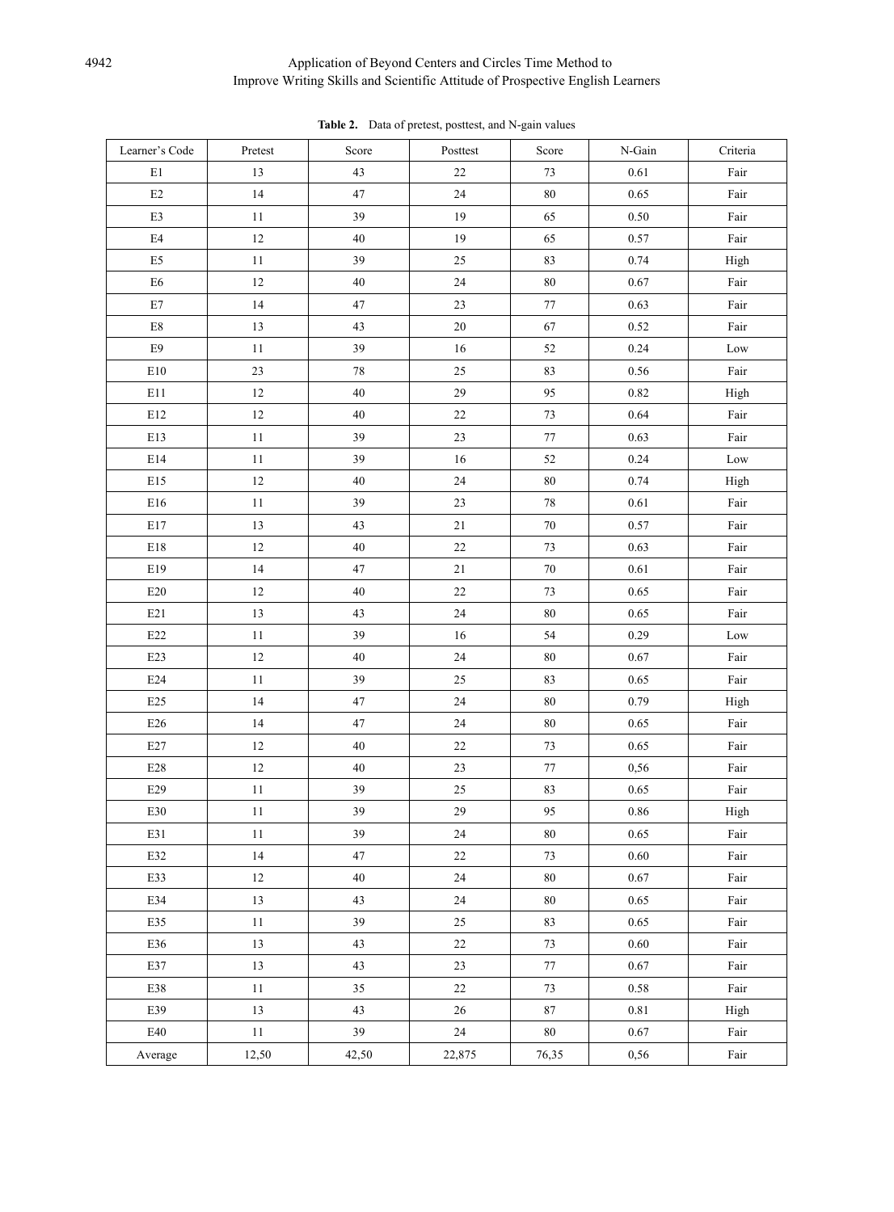**Table 2.** Data of pretest, posttest, and N-gain values

| Learner's Code | Pretest | Score | Posttest | Score | N-Gain | Criteria |
|---|---|---|---|---|---|---|
| E1 | 13 | 43 | 22 | 73 | 0.61 | Fair |
| E2 | 14 | 47 | 24 | 80 | 0.65 | Fair |
| E3 | 11 | 39 | 19 | 65 | 0.50 | Fair |
| E4 | 12 | 40 | 19 | 65 | 0.57 | Fair |
| E5 | 11 | 39 | 25 | 83 | 0.74 | High |
| E6 | 12 | 40 | 24 | 80 | 0.67 | Fair |
| E7 | 14 | 47 | 23 | 77 | 0.63 | Fair |
| E8 | 13 | 43 | 20 | 67 | 0.52 | Fair |
| E9 | 11 | 39 | 16 | 52 | 0.24 | Low |
| E10 | 23 | 78 | 25 | 83 | 0.56 | Fair |
| E11 | 12 | 40 | 29 | 95 | 0.82 | High |
| E12 | 12 | 40 | 22 | 73 | 0.64 | Fair |
| E13 | 11 | 39 | 23 | 77 | 0.63 | Fair |
| E14 | 11 | 39 | 16 | 52 | 0.24 | Low |
| E15 | 12 | 40 | 24 | 80 | 0.74 | High |
| E16 | 11 | 39 | 23 | 78 | 0.61 | Fair |
| E17 | 13 | 43 | 21 | 70 | 0.57 | Fair |
| E18 | 12 | 40 | 22 | 73 | 0.63 | Fair |
| E19 | 14 | 47 | 21 | 70 | 0.61 | Fair |
| E20 | 12 | 40 | 22 | 73 | 0.65 | Fair |
| E21 | 13 | 43 | 24 | 80 | 0.65 | Fair |
| E22 | 11 | 39 | 16 | 54 | 0.29 | Low |
| E23 | 12 | 40 | 24 | 80 | 0.67 | Fair |
| E24 | 11 | 39 | 25 | 83 | 0.65 | Fair |
| E25 | 14 | 47 | 24 | 80 | 0.79 | High |
| E26 | 14 | 47 | 24 | 80 | 0.65 | Fair |
| E27 | 12 | 40 | 22 | 73 | 0.65 | Fair |
| E28 | 12 | 40 | 23 | 77 | 0,56 | Fair |
| E29 | 11 | 39 | 25 | 83 | 0.65 | Fair |
| E30 | 11 | 39 | 29 | 95 | 0.86 | High |
| E31 | 11 | 39 | 24 | 80 | 0.65 | Fair |
| E32 | 14 | 47 | 22 | 73 | 0.60 | Fair |
| E33 | 12 | 40 | 24 | 80 | 0.67 | Fair |
| E34 | 13 | 43 | 24 | 80 | 0.65 | Fair |
| E35 | 11 | 39 | 25 | 83 | 0.65 | Fair |
| E36 | 13 | 43 | 22 | 73 | 0.60 | Fair |
| E37 | 13 | 43 | 23 | 77 | 0.67 | Fair |
| E38 | 11 | 35 | 22 | 73 | 0.58 | Fair |
| E39 | 13 | 43 | 26 | 87 | 0.81 | High |
| E40 | 11 | 39 | 24 | 80 | 0.67 | Fair |
| Average | 12,50 | 42,50 | 22,875 | 76,35 | 0,56 | Fair |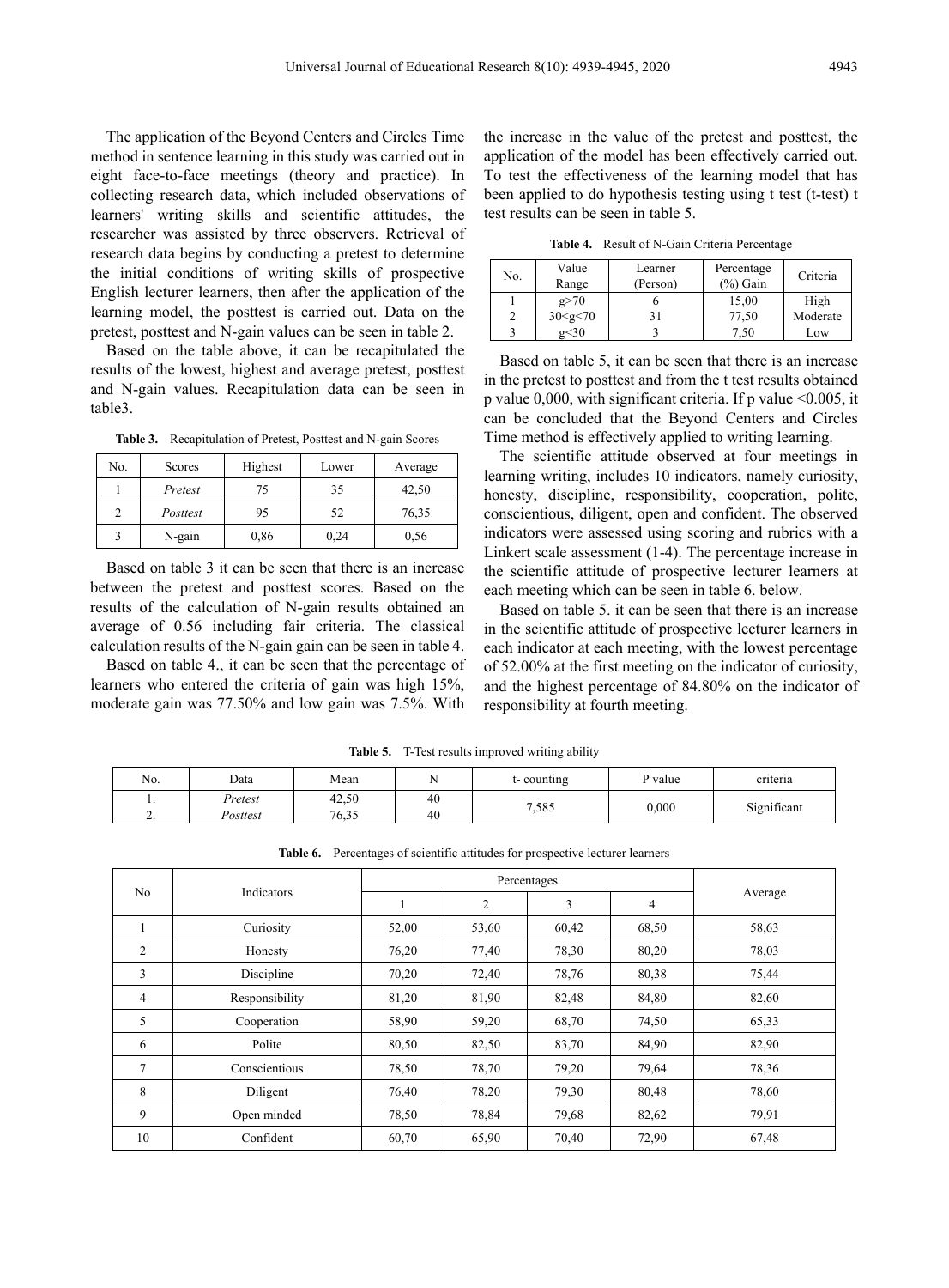The application of the Beyond Centers and Circles Time method in sentence learning in this study was carried out in eight face-to-face meetings (theory and practice). In collecting research data, which included observations of learners' writing skills and scientific attitudes, the researcher was assisted by three observers. Retrieval of research data begins by conducting a pretest to determine the initial conditions of writing skills of prospective English lecturer learners, then after the application of the learning model, the posttest is carried out. Data on the pretest, posttest and N-gain values can be seen in table 2.

Based on the table above, it can be recapitulated the results of the lowest, highest and average pretest, posttest and N-gain values. Recapitulation data can be seen in table3.

**Table 3.** Recapitulation of Pretest, Posttest and N-gain Scores

| No. | Scores | Highest | Lower | Average |
|---|---|---|---|---|
| 1 | *Pretest* | 75 | 35 | 42,50 |
| 2 | *Posttest* | 95 | 52 | 76,35 |
| 3 | N-gain | 0,86 | 0,24 | 0,56 |

Based on table 3 it can be seen that there is an increase between the pretest and posttest scores. Based on the results of the calculation of N-gain results obtained an average of 0.56 including fair criteria. The classical calculation results of the N-gain gain can be seen in table 4.

Based on table 4., it can be seen that the percentage of learners who entered the criteria of gain was high 15%, moderate gain was 77.50% and low gain was 7.5%. With the increase in the value of the pretest and posttest, the application of the model has been effectively carried out. To test the effectiveness of the learning model that has been applied to do hypothesis testing using t test (t-test) t test results can be seen in table 5.

**Table 4.** Result of N-Gain Criteria Percentage

| No. | Value Range | Learner (Person) | Percentage (%) Gain | Criteria |
|---|---|---|---|---|
| 1 | g>70 | 6 | 15,00 | High |
| 2 | 30<g<70 | 31 | 77,50 | Moderate |
| 3 | g<30 | 3 | 7,50 | Low |

Based on table 5, it can be seen that there is an increase in the pretest to posttest and from the t test results obtained p value 0,000, with significant criteria. If p value <0.005, it can be concluded that the Beyond Centers and Circles Time method is effectively applied to writing learning.

The scientific attitude observed at four meetings in learning writing, includes 10 indicators, namely curiosity, honesty, discipline, responsibility, cooperation, polite, conscientious, diligent, open and confident. The observed indicators were assessed using scoring and rubrics with a Linkert scale assessment (1-4). The percentage increase in the scientific attitude of prospective lecturer learners at each meeting which can be seen in table 6. below.

Based on table 5. it can be seen that there is an increase in the scientific attitude of prospective lecturer learners in each indicator at each meeting, with the lowest percentage of 52.00% at the first meeting on the indicator of curiosity, and the highest percentage of 84.80% on the indicator of responsibility at fourth meeting.

**Table 5.** T-Test results improved writing ability

| No. | Data | Mean | N | t- counting | P value | criteria |
|---|---|---|---|---|---|---|
| 1. | *Pretest* | 42,50 | 40 | 7,585 | 0,000 | Significant |
| 2. | *Posttest* | 76,35 | 40 | | | |

**Table 6.** Percentages of scientific attitudes for prospective lecturer learners

| No | Indicators | Percentages | | | | Average |
|---|---|---|---|---|---|---|
| | | 1 | 2 | 3 | 4 | |
| 1 | Curiosity | 52,00 | 53,60 | 60,42 | 68,50 | 58,63 |
| 2 | Honesty | 76,20 | 77,40 | 78,30 | 80,20 | 78,03 |
| 3 | Discipline | 70,20 | 72,40 | 78,76 | 80,38 | 75,44 |
| 4 | Responsibility | 81,20 | 81,90 | 82,48 | 84,80 | 82,60 |
| 5 | Cooperation | 58,90 | 59,20 | 68,70 | 74,50 | 65,33 |
| 6 | Polite | 80,50 | 82,50 | 83,70 | 84,90 | 82,90 |
| 7 | Conscientious | 78,50 | 78,70 | 79,20 | 79,64 | 78,36 |
| 8 | Diligent | 76,40 | 78,20 | 79,30 | 80,48 | 78,60 |
| 9 | Open minded | 78,50 | 78,84 | 79,68 | 82,62 | 79,91 |
| 10 | Confident | 60,70 | 65,90 | 70,40 | 72,90 | 67,48 |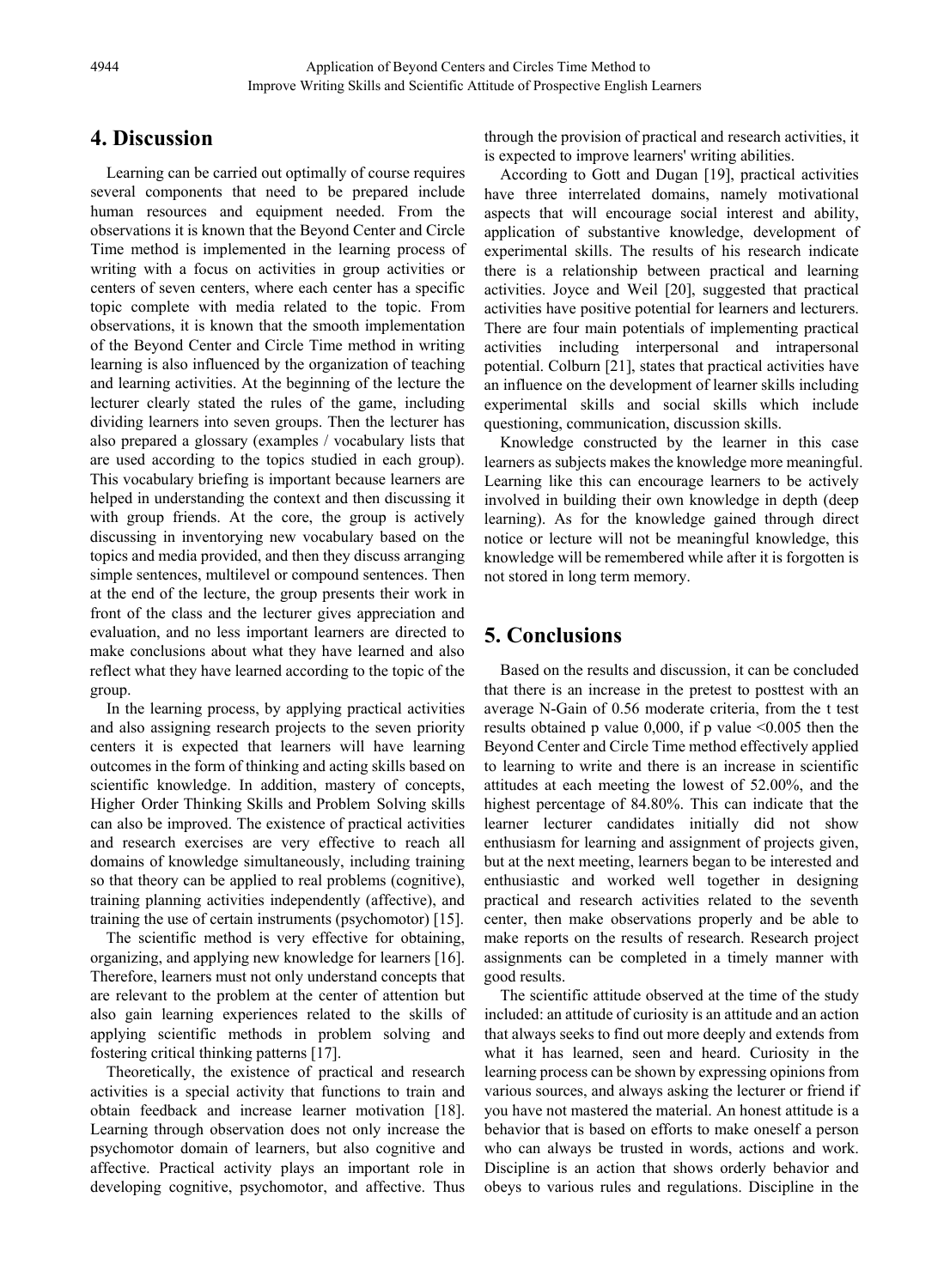# 4. Discussion

Learning can be carried out optimally of course requires several components that need to be prepared include human resources and equipment needed. From the observations it is known that the Beyond Center and Circle Time method is implemented in the learning process of writing with a focus on activities in group activities or centers of seven centers, where each center has a specific topic complete with media related to the topic. From observations, it is known that the smooth implementation of the Beyond Center and Circle Time method in writing learning is also influenced by the organization of teaching and learning activities. At the beginning of the lecture the lecturer clearly stated the rules of the game, including dividing learners into seven groups. Then the lecturer has also prepared a glossary (examples / vocabulary lists that are used according to the topics studied in each group). This vocabulary briefing is important because learners are helped in understanding the context and then discussing it with group friends. At the core, the group is actively discussing in inventorying new vocabulary based on the topics and media provided, and then they discuss arranging simple sentences, multilevel or compound sentences. Then at the end of the lecture, the group presents their work in front of the class and the lecturer gives appreciation and evaluation, and no less important learners are directed to make conclusions about what they have learned and also reflect what they have learned according to the topic of the group.

In the learning process, by applying practical activities and also assigning research projects to the seven priority centers it is expected that learners will have learning outcomes in the form of thinking and acting skills based on scientific knowledge. In addition, mastery of concepts, Higher Order Thinking Skills and Problem Solving skills can also be improved. The existence of practical activities and research exercises are very effective to reach all domains of knowledge simultaneously, including training so that theory can be applied to real problems (cognitive), training planning activities independently (affective), and training the use of certain instruments (psychomotor) [15].

The scientific method is very effective for obtaining, organizing, and applying new knowledge for learners [16]. Therefore, learners must not only understand concepts that are relevant to the problem at the center of attention but also gain learning experiences related to the skills of applying scientific methods in problem solving and fostering critical thinking patterns [17].

Theoretically, the existence of practical and research activities is a special activity that functions to train and obtain feedback and increase learner motivation [18]. Learning through observation does not only increase the psychomotor domain of learners, but also cognitive and affective. Practical activity plays an important role in developing cognitive, psychomotor, and affective. Thus through the provision of practical and research activities, it is expected to improve learners' writing abilities.

According to Gott and Dugan [19], practical activities have three interrelated domains, namely motivational aspects that will encourage social interest and ability, application of substantive knowledge, development of experimental skills. The results of his research indicate there is a relationship between practical and learning activities. Joyce and Weil [20], suggested that practical activities have positive potential for learners and lecturers. There are four main potentials of implementing practical activities including interpersonal and intrapersonal potential. Colburn [21], states that practical activities have an influence on the development of learner skills including experimental skills and social skills which include questioning, communication, discussion skills.

Knowledge constructed by the learner in this case learners as subjects makes the knowledge more meaningful. Learning like this can encourage learners to be actively involved in building their own knowledge in depth (deep learning). As for the knowledge gained through direct notice or lecture will not be meaningful knowledge, this knowledge will be remembered while after it is forgotten is not stored in long term memory.

# 5. Conclusions

Based on the results and discussion, it can be concluded that there is an increase in the pretest to posttest with an average N-Gain of 0.56 moderate criteria, from the t test results obtained p value 0,000, if p value <0.005 then the Beyond Center and Circle Time method effectively applied to learning to write and there is an increase in scientific attitudes at each meeting the lowest of 52.00%, and the highest percentage of 84.80%. This can indicate that the learner lecturer candidates initially did not show enthusiasm for learning and assignment of projects given, but at the next meeting, learners began to be interested and enthusiastic and worked well together in designing practical and research activities related to the seventh center, then make observations properly and be able to make reports on the results of research. Research project assignments can be completed in a timely manner with good results.

The scientific attitude observed at the time of the study included: an attitude of curiosity is an attitude and an action that always seeks to find out more deeply and extends from what it has learned, seen and heard. Curiosity in the learning process can be shown by expressing opinions from various sources, and always asking the lecturer or friend if you have not mastered the material. An honest attitude is a behavior that is based on efforts to make oneself a person who can always be trusted in words, actions and work. Discipline is an action that shows orderly behavior and obeys to various rules and regulations. Discipline in the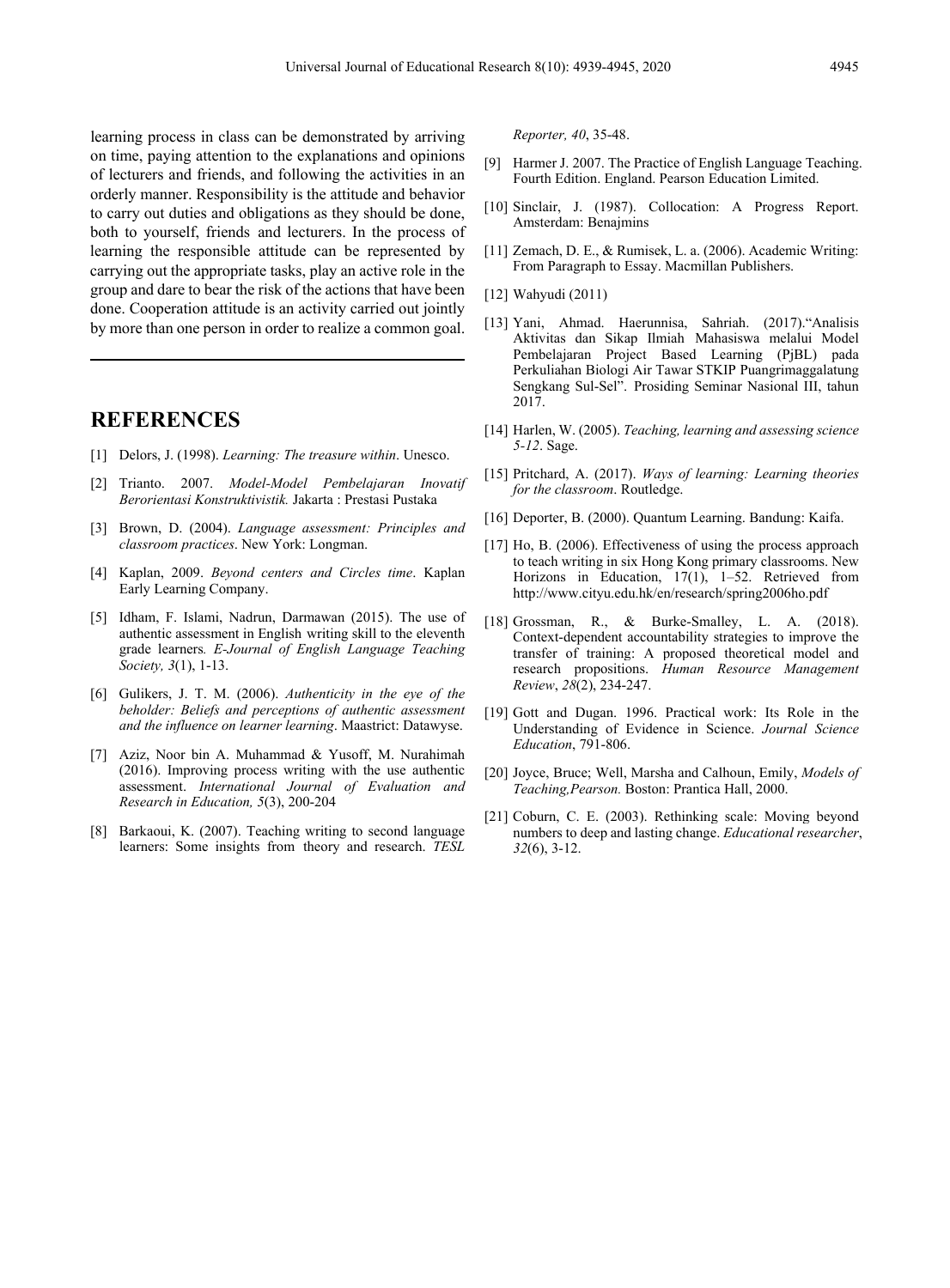learning process in class can be demonstrated by arriving on time, paying attention to the explanations and opinions of lecturers and friends, and following the activities in an orderly manner. Responsibility is the attitude and behavior to carry out duties and obligations as they should be done, both to yourself, friends and lecturers. In the process of learning the responsible attitude can be represented by carrying out the appropriate tasks, play an active role in the group and dare to bear the risk of the actions that have been done. Cooperation attitude is an activity carried out jointly by more than one person in order to realize a common goal.

## REFERENCES

[1] Delors, J. (1998). *Learning: The treasure within*. Unesco.

[2] Trianto. 2007. *Model-Model Pembelajaran Inovatif Berorientasi Konstruktivistik.* Jakarta : Prestasi Pustaka

[3] Brown, D. (2004). *Language assessment: Principles and classroom practices*. New York: Longman.

[4] Kaplan, 2009. *Beyond centers and Circles time*. Kaplan Early Learning Company.

[5] Idham, F. Islami, Nadrun, Darmawan (2015). The use of authentic assessment in English writing skill to the eleventh grade learners*. E-Journal of English Language Teaching Society, 3*(1), 1-13.

[6] Gulikers, J. T. M. (2006). *Authenticity in the eye of the beholder: Beliefs and perceptions of authentic assessment and the influence on learner learning*. Maastrict: Datawyse.

[7] Aziz, Noor bin A. Muhammad & Yusoff, M. Nurahimah (2016). Improving process writing with the use authentic assessment. *International Journal of Evaluation and Research in Education, 5*(3), 200-204

[8] Barkaoui, K. (2007). Teaching writing to second language learners: Some insights from theory and research. *TESL Reporter, 40*, 35-48.

[9] Harmer J. 2007. The Practice of English Language Teaching. Fourth Edition. England. Pearson Education Limited.

[10] Sinclair, J. (1987). Collocation: A Progress Report. Amsterdam: Benajmins

[11] Zemach, D. E., & Rumisek, L. a. (2006). Academic Writing: From Paragraph to Essay. Macmillan Publishers.

[12] Wahyudi (2011)

[13] Yani, Ahmad. Haerunnisa, Sahriah. (2017)."Analisis Aktivitas dan Sikap Ilmiah Mahasiswa melalui Model Pembelajaran Project Based Learning (PjBL) pada Perkuliahan Biologi Air Tawar STKIP Puangrimaggalatung Sengkang Sul-Sel". Prosiding Seminar Nasional III, tahun 2017.

[14] Harlen, W. (2005). *Teaching, learning and assessing science 5-12*. Sage.

[15] Pritchard, A. (2017). *Ways of learning: Learning theories for the classroom*. Routledge.

[16] Deporter, B. (2000). Quantum Learning. Bandung: Kaifa.

[17] Ho, B. (2006). Effectiveness of using the process approach to teach writing in six Hong Kong primary classrooms. New Horizons in Education, 17(1), 1–52. Retrieved from http://www.cityu.edu.hk/en/research/spring2006ho.pdf

[18] Grossman, R., & Burke-Smalley, L. A. (2018). Context-dependent accountability strategies to improve the transfer of training: A proposed theoretical model and research propositions. *Human Resource Management Review*, *28*(2), 234-247.

[19] Gott and Dugan. 1996. Practical work: Its Role in the Understanding of Evidence in Science. *Journal Science Education*, 791-806.

[20] Joyce, Bruce; Well, Marsha and Calhoun, Emily, *Models of Teaching,Pearson.* Boston: Prantica Hall, 2000.

[21] Coburn, C. E. (2003). Rethinking scale: Moving beyond numbers to deep and lasting change. *Educational researcher*, *32*(6), 3-12.